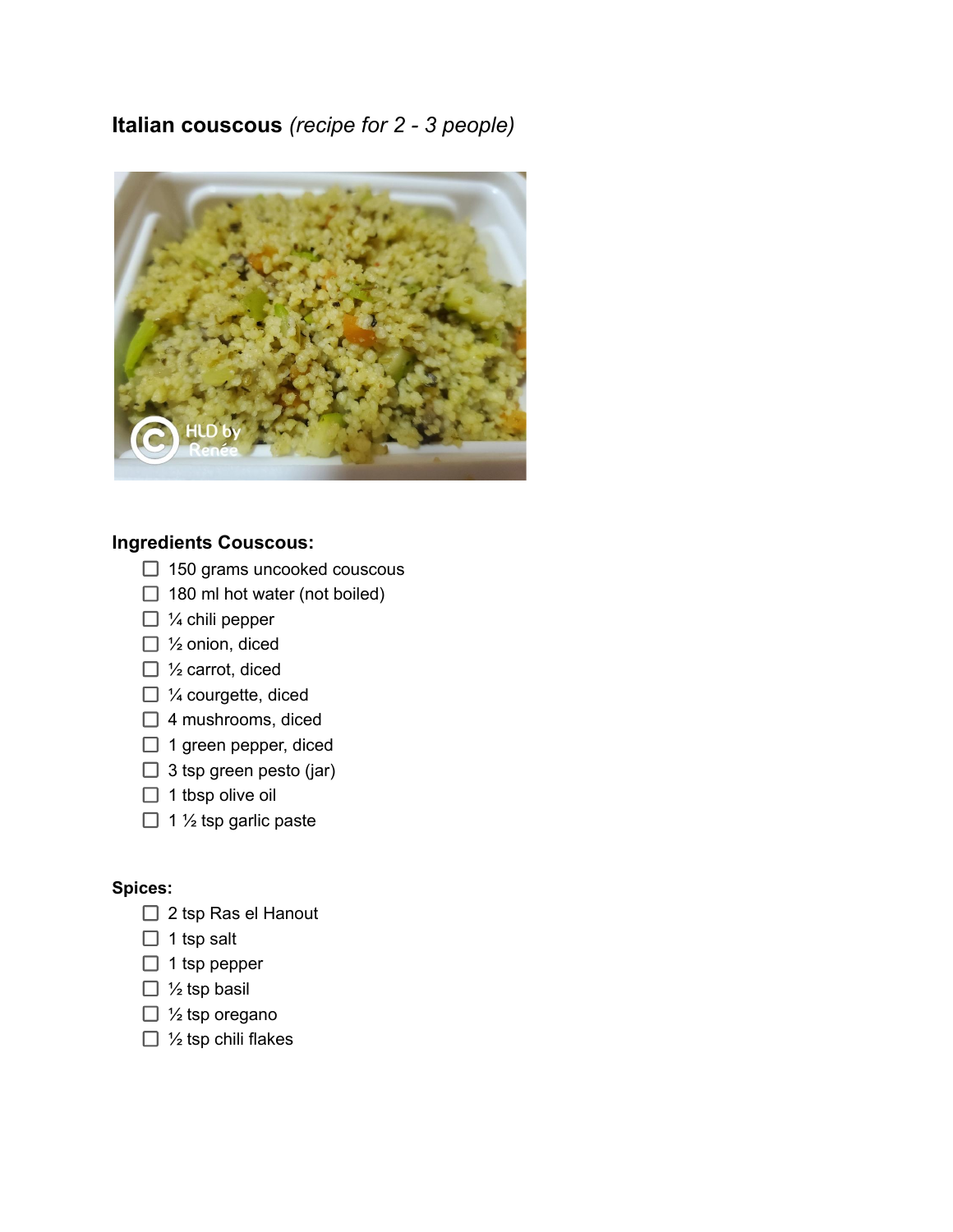# **Italian couscous** *(recipe for 2 - 3 people)*

**Ingredients Couscous:**

- [ ] 150 grams uncooked couscous
- [ ] 180 ml hot water (not boiled)
- [ ] ¼ chili pepper
- [ ] ½ onion, diced
- [ ] ½ carrot, diced
- [ ] ¼ courgette, diced
- [ ] 4 mushrooms, diced
- [ ] 1 green pepper, diced
- [ ] 3 tsp green pesto (jar)
- [ ] 1 tbsp olive oil
- [ ] 1 ½ tsp garlic paste

**Spices:**

- [ ] 2 tsp Ras el Hanout
- [ ] 1 tsp salt
- [ ] 1 tsp pepper
- [ ] ½ tsp basil
- [ ] ½ tsp oregano
- [ ] ½ tsp chili flakes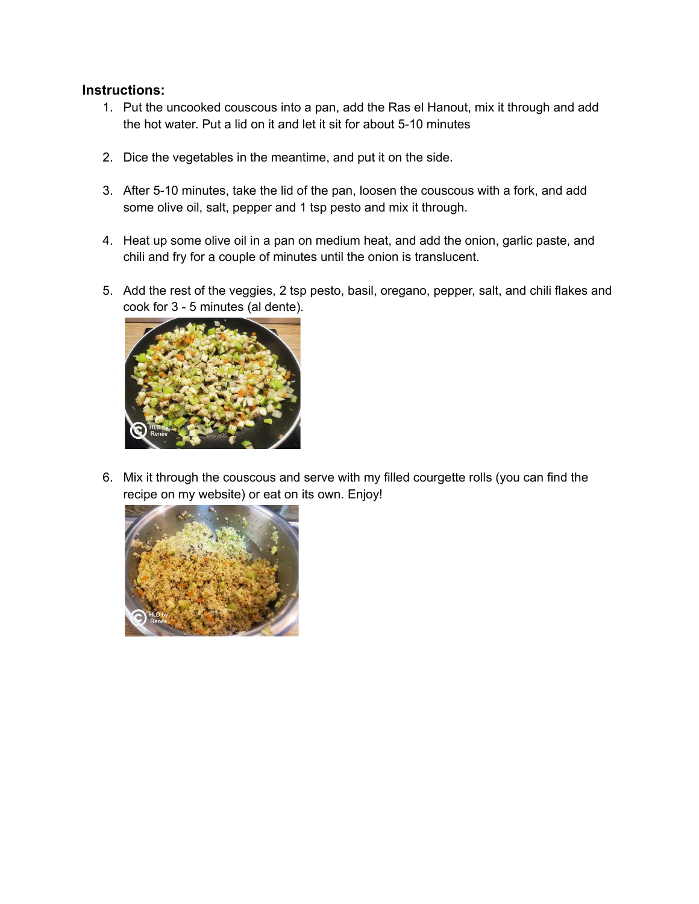**Instructions:**

1. Put the uncooked couscous into a pan, add the Ras el Hanout, mix it through and add the hot water. Put a lid on it and let it sit for about 5-10 minutes

2. Dice the vegetables in the meantime, and put it on the side.

3. After 5-10 minutes, take the lid of the pan, loosen the couscous with a fork, and add some olive oil, salt, pepper and 1 tsp pesto and mix it through.

4. Heat up some olive oil in a pan on medium heat, and add the onion, garlic paste, and chili and fry for a couple of minutes until the onion is translucent.

5. Add the rest of the veggies, 2 tsp pesto, basil, oregano, pepper, salt, and chili flakes and cook for 3 - 5 minutes (al dente).

6. Mix it through the couscous and serve with my filled courgette rolls (you can find the recipe on my website) or eat on its own. Enjoy!